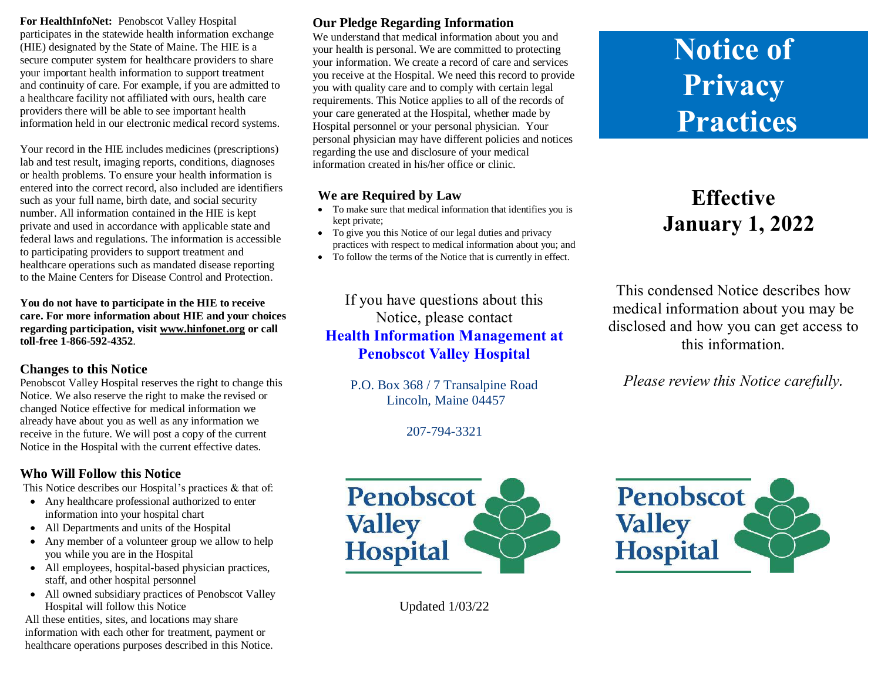**For HealthInfoNet:** Penobscot Valley Hospital participates in the statewide health information exchange (HIE) designated by the State of Maine. The HIE is a secure computer system for healthcare providers to share your important health information to support treatment and continuity of care. For example, if you are admitted to a healthcare facility not affiliated with ours, health care providers there will be able to see important health information held in our electronic medical record systems.

Your record in the HIE includes medicines (prescriptions) lab and test result, imaging reports, conditions, diagnoses or health problems. To ensure your health information is entered into the correct record, also included are identifiers such as your full name, birth date, and social security number. All information contained in the HIE is kept private and used in accordance with applicable state and federal laws and regulations. The information is accessible to participating providers to support treatment and healthcare operations such as mandated disease reporting to the Maine Centers for Disease Control and Protection.

**You do not have to participate in the HIE to receive care. For more information about HIE and your choices regarding participation, visit www.hinfonet.org or call toll-free 1-866-592-4352**.

## Changes to this Notice

Penobscot Valley Hospital reserves the right to change this Notice. We also reserve the right to make the revised or changed Notice effective for medical information we already have about you as well as any information we receive in the future. We will post a copy of the current Notice in the Hospital with the current effective dates.

## Who Will Follow this Notice

This Notice describes our Hospital's practices & that of:

- Any healthcare professional authorized to enter information into your hospital chart
- All Departments and units of the Hospital
- Any member of a volunteer group we allow to help you while you are in the Hospital
- All employees, hospital-based physician practices, staff, and other hospital personnel
- All owned subsidiary practices of Penobscot Valley Hospital will follow this Notice

All these entities, sites, and locations may share information with each other for treatment, payment or healthcare operations purposes described in this Notice.

## Our Pledge Regarding Information

We understand that medical information about you and your health is personal. We are committed to protecting your information. We create a record of care and services you receive at the Hospital. We need this record to provide you with quality care and to comply with certain legal requirements. This Notice applies to all of the records of your care generated at the Hospital, whether made by Hospital personnel or your personal physician. Your personal physician may have different policies and notices regarding the use and disclosure of your medical information created in his/her office or clinic.

## We are Required by Law

- To make sure that medical information that identifies you is kept private;
- To give you this Notice of our legal duties and privacy practices with respect to medical information about you; and
- To follow the terms of the Notice that is currently in effect.

If you have questions about this Notice, please contact
**Health Information Management at Penobscot Valley Hospital**

P.O. Box 368 / 7 Transalpine Road
Lincoln, Maine 04457

207-794-3321

Penobscot Valley Hospital

Updated 1/03/22

# Notice of Privacy Practices

## Effective January 1, 2022

This condensed Notice describes how medical information about you may be disclosed and how you can get access to this information.

*Please review this Notice carefully.*

Penobscot Valley Hospital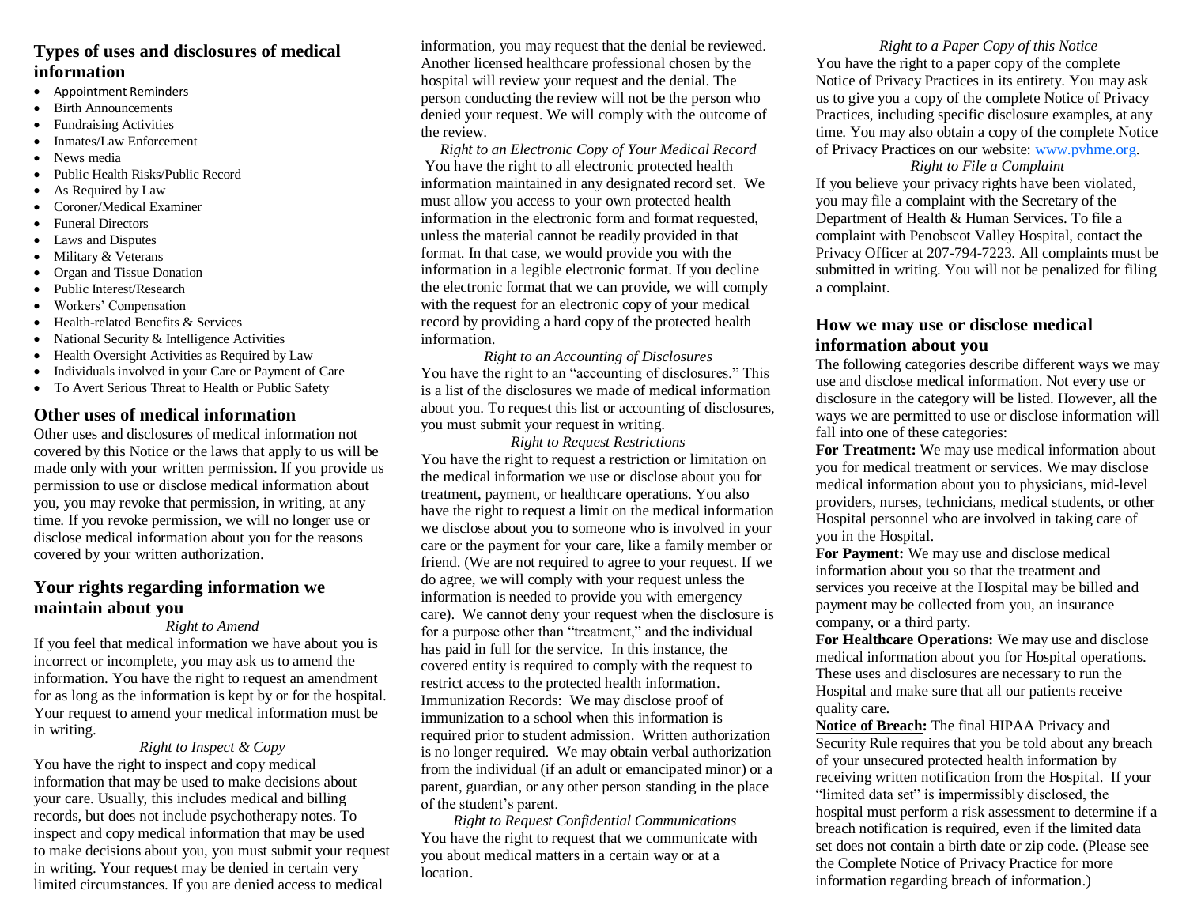## Types of uses and disclosures of medical information

- Appointment Reminders
- Birth Announcements
- Fundraising Activities
- Inmates/Law Enforcement
- News media
- Public Health Risks/Public Record
- As Required by Law
- Coroner/Medical Examiner
- Funeral Directors
- Laws and Disputes
- Military & Veterans
- Organ and Tissue Donation
- Public Interest/Research
- Workers' Compensation
- Health-related Benefits & Services
- National Security & Intelligence Activities
- Health Oversight Activities as Required by Law
- Individuals involved in your Care or Payment of Care
- To Avert Serious Threat to Health or Public Safety

## Other uses of medical information

Other uses and disclosures of medical information not covered by this Notice or the laws that apply to us will be made only with your written permission. If you provide us permission to use or disclose medical information about you, you may revoke that permission, in writing, at any time. If you revoke permission, we will no longer use or disclose medical information about you for the reasons covered by your written authorization.

## Your rights regarding information we maintain about you

*Right to Amend*

If you feel that medical information we have about you is incorrect or incomplete, you may ask us to amend the information. You have the right to request an amendment for as long as the information is kept by or for the hospital. Your request to amend your medical information must be in writing.

*Right to Inspect & Copy*

You have the right to inspect and copy medical information that may be used to make decisions about your care. Usually, this includes medical and billing records, but does not include psychotherapy notes. To inspect and copy medical information that may be used to make decisions about you, you must submit your request in writing. Your request may be denied in certain very limited circumstances. If you are denied access to medical information, you may request that the denial be reviewed. Another licensed healthcare professional chosen by the hospital will review your request and the denial. The person conducting the review will not be the person who denied your request. We will comply with the outcome of the review.

*Right to an Electronic Copy of Your Medical Record*

You have the right to all electronic protected health information maintained in any designated record set. We must allow you access to your own protected health information in the electronic form and format requested, unless the material cannot be readily provided in that format. In that case, we would provide you with the information in a legible electronic format. If you decline the electronic format that we can provide, we will comply with the request for an electronic copy of your medical record by providing a hard copy of the protected health information.

*Right to an Accounting of Disclosures*

You have the right to an "accounting of disclosures." This is a list of the disclosures we made of medical information about you. To request this list or accounting of disclosures, you must submit your request in writing.

*Right to Request Restrictions*

You have the right to request a restriction or limitation on the medical information we use or disclose about you for treatment, payment, or healthcare operations. You also have the right to request a limit on the medical information we disclose about you to someone who is involved in your care or the payment for your care, like a family member or friend. (We are not required to agree to your request. If we do agree, we will comply with your request unless the information is needed to provide you with emergency care). We cannot deny your request when the disclosure is for a purpose other than "treatment," and the individual has paid in full for the service. In this instance, the covered entity is required to comply with the request to restrict access to the protected health information.
Immunization Records: We may disclose proof of immunization to a school when this information is required prior to student admission. Written authorization is no longer required. We may obtain verbal authorization from the individual (if an adult or emancipated minor) or a parent, guardian, or any other person standing in the place of the student's parent.

*Right to Request Confidential Communications*

You have the right to request that we communicate with you about medical matters in a certain way or at a location.

*Right to a Paper Copy of this Notice*

You have the right to a paper copy of the complete Notice of Privacy Practices in its entirety. You may ask us to give you a copy of the complete Notice of Privacy Practices, including specific disclosure examples, at any time. You may also obtain a copy of the complete Notice of Privacy Practices on our website: www.pvhme.org.

*Right to File a Complaint*

If you believe your privacy rights have been violated, you may file a complaint with the Secretary of the Department of Health & Human Services. To file a complaint with Penobscot Valley Hospital, contact the Privacy Officer at 207-794-7223. All complaints must be submitted in writing. You will not be penalized for filing a complaint.

## How we may use or disclose medical information about you

The following categories describe different ways we may use and disclose medical information. Not every use or disclosure in the category will be listed. However, all the ways we are permitted to use or disclose information will fall into one of these categories:

**For Treatment:** We may use medical information about you for medical treatment or services. We may disclose medical information about you to physicians, mid-level providers, nurses, technicians, medical students, or other Hospital personnel who are involved in taking care of you in the Hospital.

**For Payment:** We may use and disclose medical information about you so that the treatment and services you receive at the Hospital may be billed and payment may be collected from you, an insurance company, or a third party.

**For Healthcare Operations:** We may use and disclose medical information about you for Hospital operations. These uses and disclosures are necessary to run the Hospital and make sure that all our patients receive quality care.

**Notice of Breach:** The final HIPAA Privacy and Security Rule requires that you be told about any breach of your unsecured protected health information by receiving written notification from the Hospital. If your "limited data set" is impermissibly disclosed, the hospital must perform a risk assessment to determine if a breach notification is required, even if the limited data set does not contain a birth date or zip code. (Please see the Complete Notice of Privacy Practice for more information regarding breach of information.)